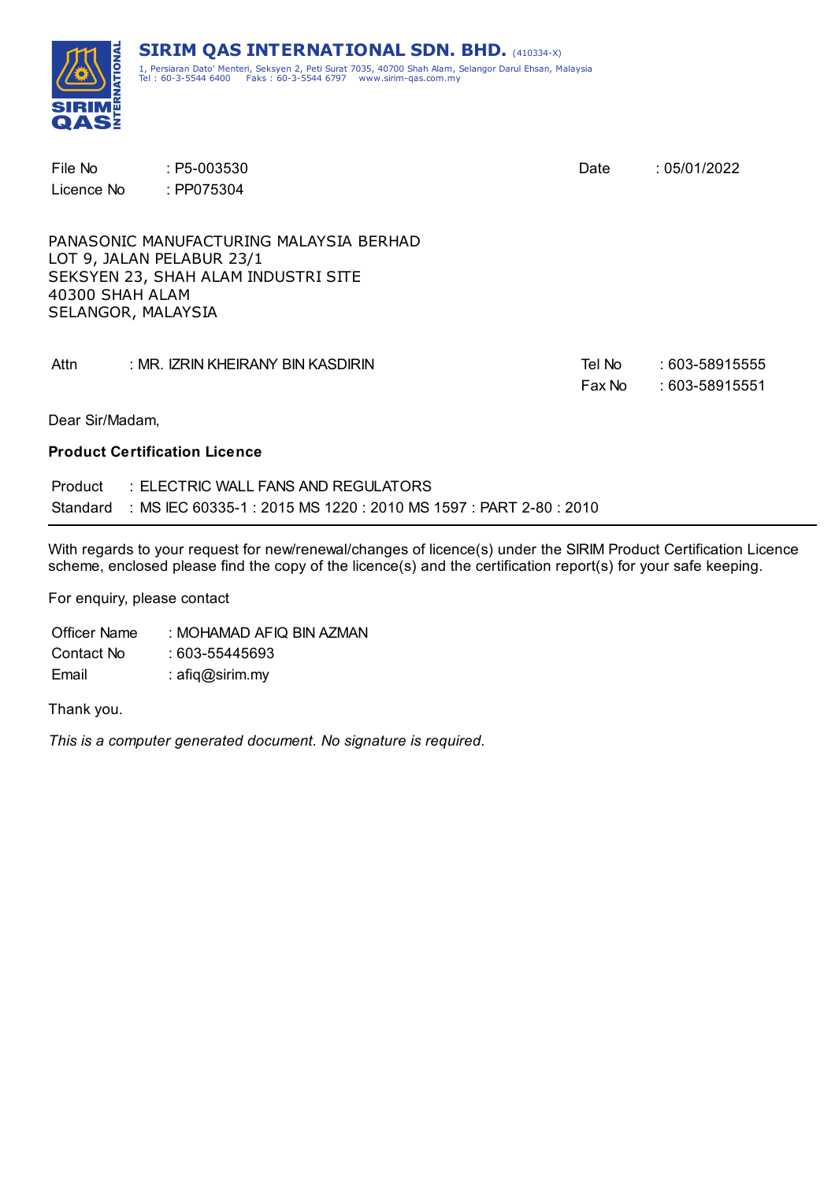**SIRIM QAS INTERNATIONAL SDN. BHD.** (410334-X)
1, Persiaran Dato' Menteri, Seksyen 2, Peti Surat 7035, 40700 Shah Alam, Selangor Darul Ehsan, Malaysia
Tel : 60-3-5544 6400 Faks : 60-3-5544 6797 www.sirim-qas.com.my

File No : P5-003530
Licence No : PP075304

Date : 05/01/2022

PANASONIC MANUFACTURING MALAYSIA BERHAD
LOT 9, JALAN PELABUR 23/1
SEKSYEN 23, SHAH ALAM INDUSTRI SITE
40300 SHAH ALAM
SELANGOR, MALAYSIA

Attn : MR. IZRIN KHEIRANY BIN KASDIRIN

Tel No : 603-58915555
Fax No : 603-58915551

Dear Sir/Madam,

**Product Certification Licence**

Product : ELECTRIC WALL FANS AND REGULATORS
Standard : MS IEC 60335-1 : 2015 MS 1220 : 2010 MS 1597 : PART 2-80 : 2010

---

With regards to your request for new/renewal/changes of licence(s) under the SIRIM Product Certification Licence scheme, enclosed please find the copy of the licence(s) and the certification report(s) for your safe keeping.

For enquiry, please contact

Officer Name : MOHAMAD AFIQ BIN AZMAN
Contact No : 603-55445693
Email : afiq@sirim.my

Thank you.

*This is a computer generated document. No signature is required.*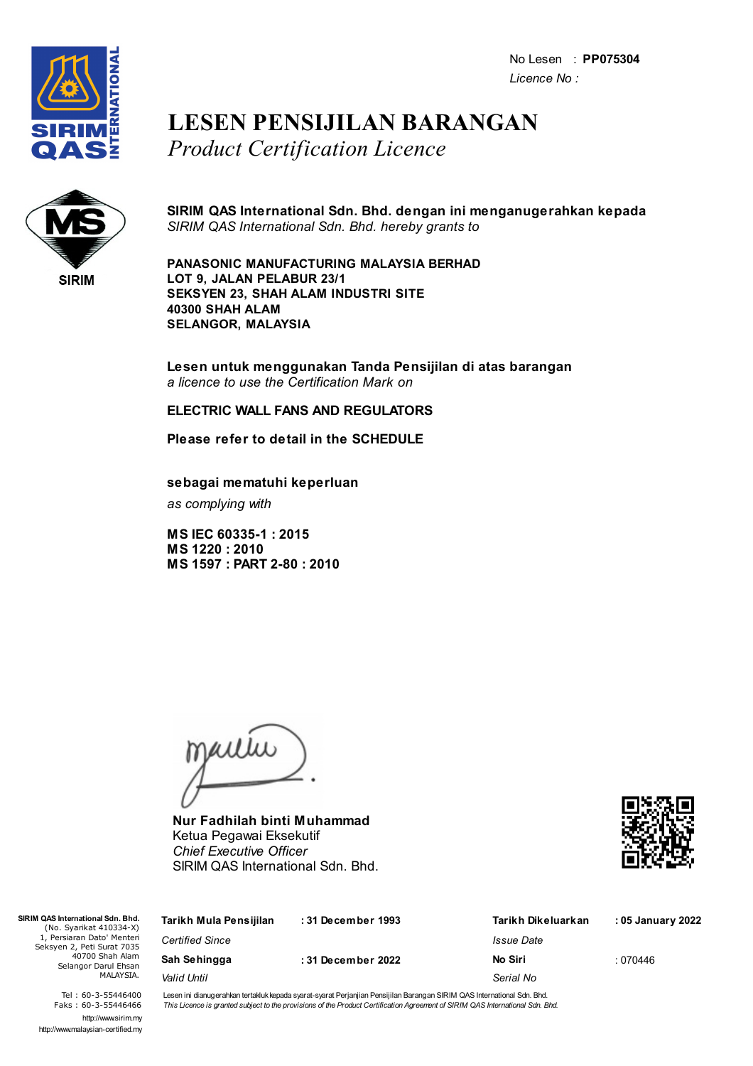No Lesen : **PP075304**
*Licence No :*

# LESEN PENSIJILAN BARANGAN
## *Product Certification Licence*

**SIRIM QAS International Sdn. Bhd. dengan ini menganugerahkan kepada**
*SIRIM QAS International Sdn. Bhd. hereby grants to*

**PANASONIC MANUFACTURING MALAYSIA BERHAD**
**LOT 9, JALAN PELABUR 23/1**
**SEKSYEN 23, SHAH ALAM INDUSTRI SITE**
**40300 SHAH ALAM**
**SELANGOR, MALAYSIA**

**Lesen untuk menggunakan Tanda Pensijilan di atas barangan**
*a licence to use the Certification Mark on*

**ELECTRIC WALL FANS AND REGULATORS**

**Please refer to detail in the SCHEDULE**

**sebagai mematuhi keperluan**
*as complying with*

**MS IEC 60335-1 : 2015**
**MS 1220 : 2010**
**MS 1597 : PART 2-80 : 2010**

**Nur Fadhilah binti Muhammad**
Ketua Pegawai Eksekutif
*Chief Executive Officer*
SIRIM QAS International Sdn. Bhd.

**SIRIM QAS International Sdn. Bhd.**
(No. Syarikat 410334-X)
1, Persiaran Dato' Menteri
Seksyen 2, Peti Surat 7035
40700 Shah Alam
Selangor Darul Ehsan
MALAYSIA.

Tel : 60-3-55446400
Faks : 60-3-55446466
http://www.sirim.my
http://www.malaysian-certified.my

| | | | |
|---|---|---|---|
| **Tarikh Mula Pensijilan** *Certified Since* | **: 31 December 1993** | **Tarikh Dikeluarkan** *Issue Date* | **: 05 January 2022** |
| **Sah Sehingga** *Valid Until* | **: 31 December 2022** | **No Siri** *Serial No* | : 070446 |

Lesen ini dianugerahkan tertakluk kepada syarat-syarat Perjanjian Pensijilan Barangan SIRIM QAS International Sdn. Bhd.
*This Licence is granted subject to the provisions of the Product Certification Agreement of SIRIM QAS International Sdn. Bhd.*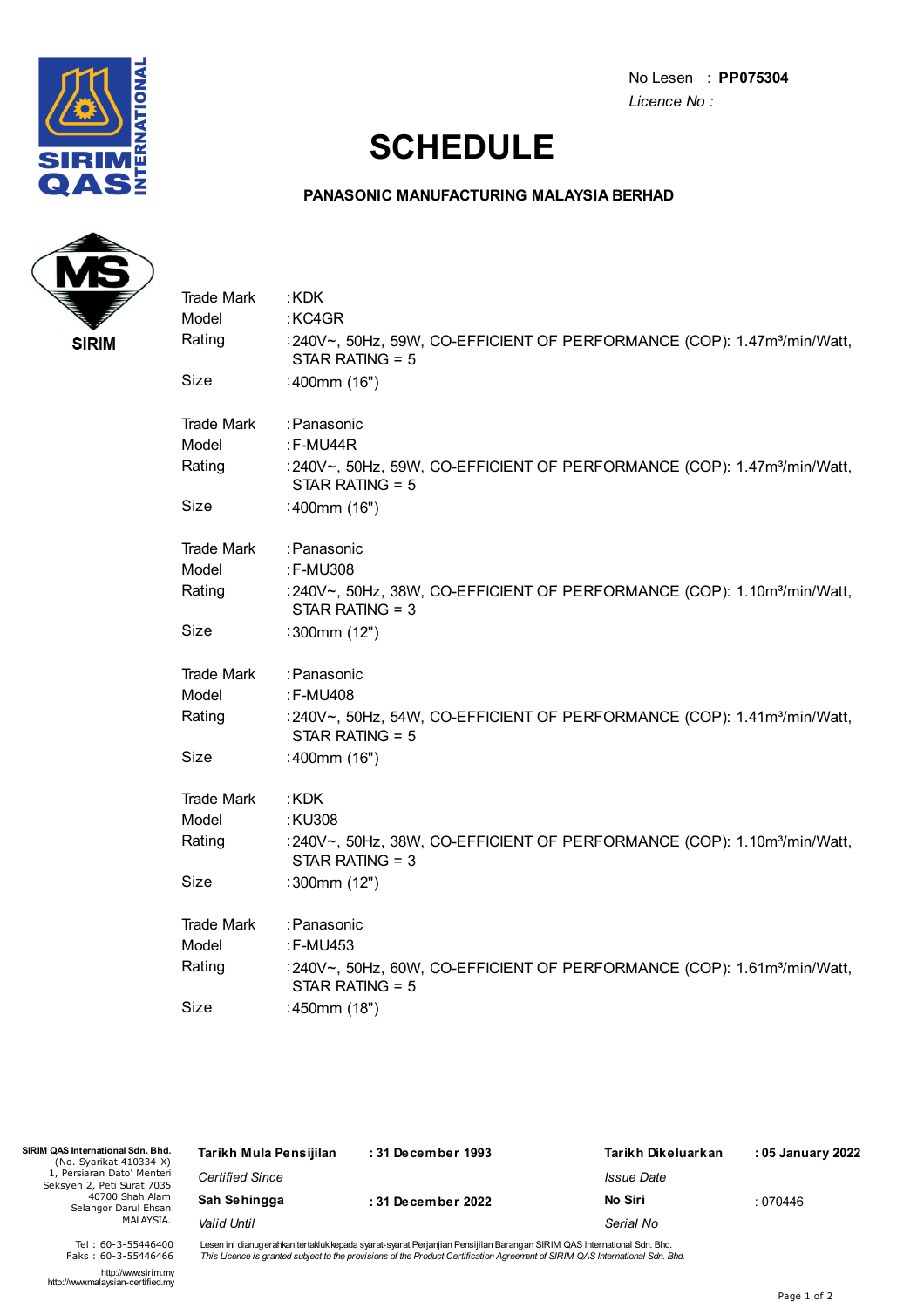No Lesen : **PP075304**
*Licence No :*

# SCHEDULE

**PANASONIC MANUFACTURING MALAYSIA BERHAD**

MS
SIRIM

| | |
|---|---|
| Trade Mark | :KDK |
| Model | :KC4GR |
| Rating | :240V~, 50Hz, 59W, CO-EFFICIENT OF PERFORMANCE (COP): 1.47m³/min/Watt, STAR RATING = 5 |
| Size | :400mm (16") |

| | |
|---|---|
| Trade Mark | :Panasonic |
| Model | :F-MU44R |
| Rating | :240V~, 50Hz, 59W, CO-EFFICIENT OF PERFORMANCE (COP): 1.47m³/min/Watt, STAR RATING = 5 |
| Size | :400mm (16") |

| | |
|---|---|
| Trade Mark | :Panasonic |
| Model | :F-MU308 |
| Rating | :240V~, 50Hz, 38W, CO-EFFICIENT OF PERFORMANCE (COP): 1.10m³/min/Watt, STAR RATING = 3 |
| Size | :300mm (12") |

| | |
|---|---|
| Trade Mark | :Panasonic |
| Model | :F-MU408 |
| Rating | :240V~, 50Hz, 54W, CO-EFFICIENT OF PERFORMANCE (COP): 1.41m³/min/Watt, STAR RATING = 5 |
| Size | :400mm (16") |

| | |
|---|---|
| Trade Mark | :KDK |
| Model | :KU308 |
| Rating | :240V~, 50Hz, 38W, CO-EFFICIENT OF PERFORMANCE (COP): 1.10m³/min/Watt, STAR RATING = 3 |
| Size | :300mm (12") |

| | |
|---|---|
| Trade Mark | :Panasonic |
| Model | :F-MU453 |
| Rating | :240V~, 50Hz, 60W, CO-EFFICIENT OF PERFORMANCE (COP): 1.61m³/min/Watt, STAR RATING = 5 |
| Size | :450mm (18") |

**SIRIM QAS International Sdn. Bhd.**
(No. Syarikat 410334-X)
1, Persiaran Dato' Menteri
Seksyen 2, Peti Surat 7035
40700 Shah Alam
Selangor Darul Ehsan
MALAYSIA.

Tel : 60-3-55446400
Faks : 60-3-55446466
http://www.sirim.my
http://www.malaysian-certified.my

| | | | |
|---|---|---|---|
| **Tarikh Mula Pensijilan** *Certified Since* | **: 31 December 1993** | **Tarikh Dikeluarkan** *Issue Date* | **: 05 January 2022** |
| **Sah Sehingga** *Valid Until* | **: 31 December 2022** | **No Siri** *Serial No* | : 070446 |

Lesen ini dianugerahkan tertakluk kepada syarat-syarat Perjanjian Pensijilan Barangan SIRIM QAS International Sdn. Bhd.
*This Licence is granted subject to the provisions of the Product Certification Agreement of SIRIM QAS International Sdn. Bhd.*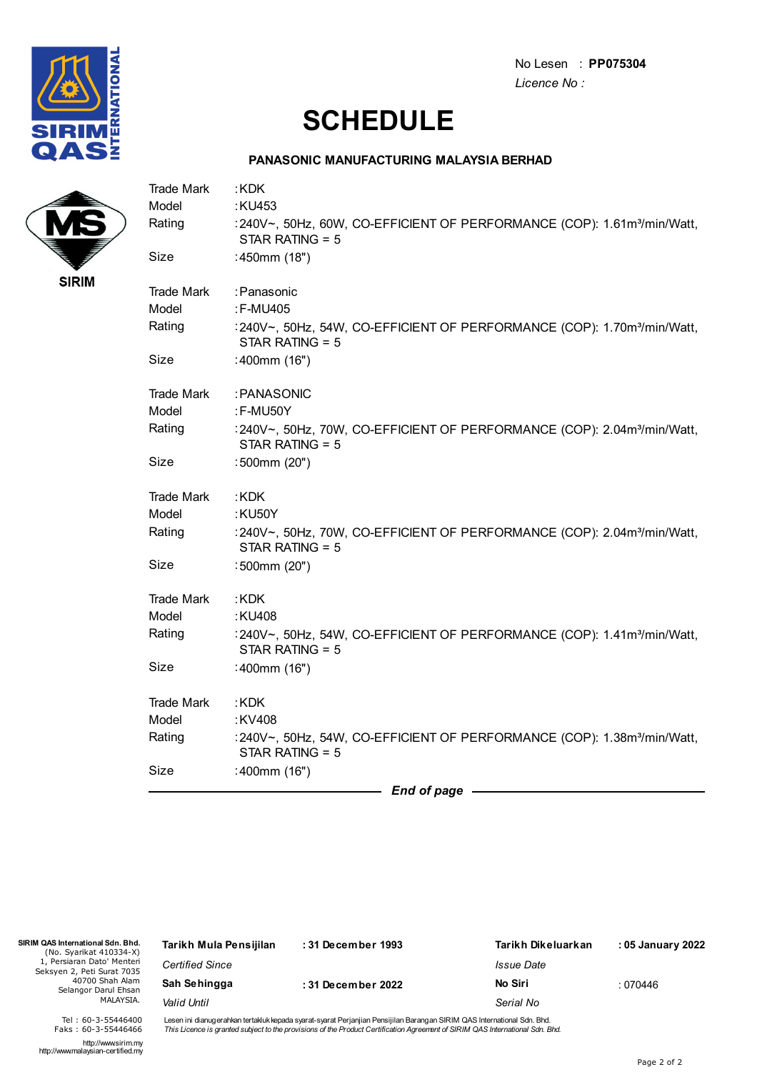No Lesen : **PP075304**

*Licence No :*

# SCHEDULE

**PANASONIC MANUFACTURING MALAYSIA BERHAD**

| | |
|---|---|
| Trade Mark | : KDK |
| Model | : KU453 |
| Rating | : 240V~, 50Hz, 60W, CO-EFFICIENT OF PERFORMANCE (COP): 1.61m³/min/Watt, STAR RATING = 5 |
| Size | : 450mm (18") |
| | |
| Trade Mark | : Panasonic |
| Model | : F-MU405 |
| Rating | : 240V~, 50Hz, 54W, CO-EFFICIENT OF PERFORMANCE (COP): 1.70m³/min/Watt, STAR RATING = 5 |
| Size | : 400mm (16") |
| | |
| Trade Mark | : PANASONIC |
| Model | : F-MU50Y |
| Rating | : 240V~, 50Hz, 70W, CO-EFFICIENT OF PERFORMANCE (COP): 2.04m³/min/Watt, STAR RATING = 5 |
| Size | : 500mm (20") |
| | |
| Trade Mark | : KDK |
| Model | : KU50Y |
| Rating | : 240V~, 50Hz, 70W, CO-EFFICIENT OF PERFORMANCE (COP): 2.04m³/min/Watt, STAR RATING = 5 |
| Size | : 500mm (20") |
| | |
| Trade Mark | : KDK |
| Model | : KU408 |
| Rating | : 240V~, 50Hz, 54W, CO-EFFICIENT OF PERFORMANCE (COP): 1.41m³/min/Watt, STAR RATING = 5 |
| Size | : 400mm (16") |
| | |
| Trade Mark | : KDK |
| Model | : KV408 |
| Rating | : 240V~, 50Hz, 54W, CO-EFFICIENT OF PERFORMANCE (COP): 1.38m³/min/Watt, STAR RATING = 5 |
| Size | : 400mm (16") |

***End of page***

**SIRIM QAS International Sdn. Bhd.**
(No. Syarikat 410334-X)
1, Persiaran Dato' Menteri
Seksyen 2, Peti Surat 7035
40700 Shah Alam
Selangor Darul Ehsan
MALAYSIA.

Tel : 60-3-55446400
Faks : 60-3-55446466

http://www.sirim.my
http://www.malaysian-certified.my

| | | | |
|---|---|---|---|
| **Tarikh Mula Pensijilan** *Certified Since* | **: 31 December 1993** | **Tarikh Dikeluarkan** *Issue Date* | **: 05 January 2022** |
| **Sah Sehingga** *Valid Until* | **: 31 December 2022** | **No Siri** *Serial No* | : 070446 |

Lesen ini dianugerahkan tertakluk kepada syarat-syarat Perjanjian Pensijilan Barangan SIRIM QAS International Sdn. Bhd.
*This Licence is granted subject to the provisions of the Product Certification Agreement of SIRIM QAS International Sdn. Bhd.*